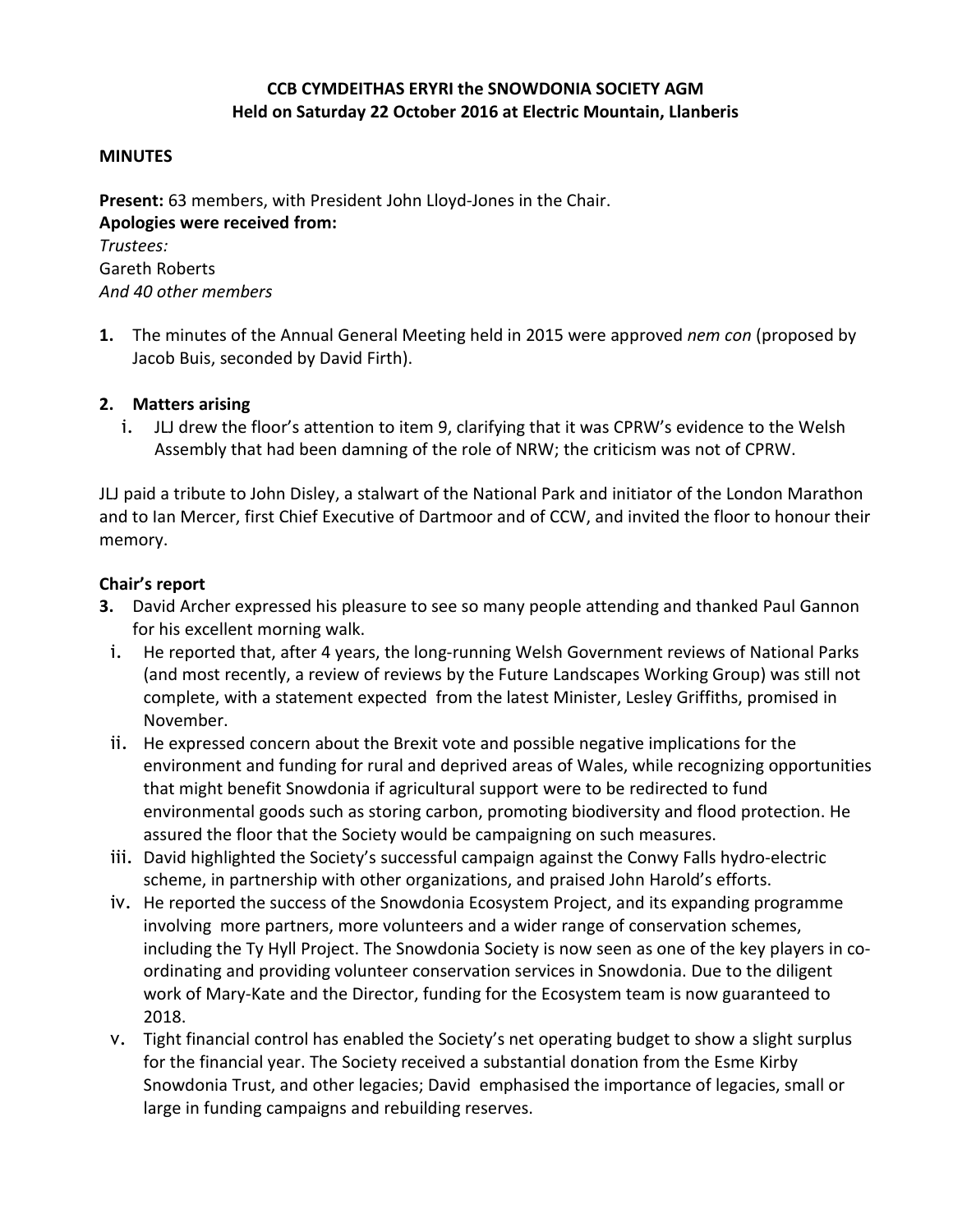**CCB CYMDEITHAS ERYRI the SNOWDONIA SOCIETY AGM**
**Held on Saturday 22 October 2016 at Electric Mountain, Llanberis**

**MINUTES**

**Present:** 63 members, with President John Lloyd-Jones in the Chair.
**Apologies were received from:**
*Trustees:*
Gareth Roberts
*And 40 other members*

1. The minutes of the Annual General Meeting held in 2015 were approved *nem con* (proposed by Jacob Buis, seconded by David Firth).

2. **Matters arising**
   i. JLJ drew the floor's attention to item 9, clarifying that it was CPRW's evidence to the Welsh Assembly that had been damning of the role of NRW; the criticism was not of CPRW.

JLJ paid a tribute to John Disley, a stalwart of the National Park and initiator of the London Marathon and to Ian Mercer, first Chief Executive of Dartmoor and of CCW, and invited the floor to honour their memory.

**Chair's report**

3. David Archer expressed his pleasure to see so many people attending and thanked Paul Gannon for his excellent morning walk.
   i. He reported that, after 4 years, the long-running Welsh Government reviews of National Parks (and most recently, a review of reviews by the Future Landscapes Working Group) was still not complete, with a statement expected from the latest Minister, Lesley Griffiths, promised in November.
   ii. He expressed concern about the Brexit vote and possible negative implications for the environment and funding for rural and deprived areas of Wales, while recognizing opportunities that might benefit Snowdonia if agricultural support were to be redirected to fund environmental goods such as storing carbon, promoting biodiversity and flood protection. He assured the floor that the Society would be campaigning on such measures.
   iii. David highlighted the Society's successful campaign against the Conwy Falls hydro-electric scheme, in partnership with other organizations, and praised John Harold's efforts.
   iv. He reported the success of the Snowdonia Ecosystem Project, and its expanding programme involving more partners, more volunteers and a wider range of conservation schemes, including the Ty Hyll Project. The Snowdonia Society is now seen as one of the key players in co-ordinating and providing volunteer conservation services in Snowdonia. Due to the diligent work of Mary-Kate and the Director, funding for the Ecosystem team is now guaranteed to 2018.
   v. Tight financial control has enabled the Society's net operating budget to show a slight surplus for the financial year. The Society received a substantial donation from the Esme Kirby Snowdonia Trust, and other legacies; David emphasised the importance of legacies, small or large in funding campaigns and rebuilding reserves.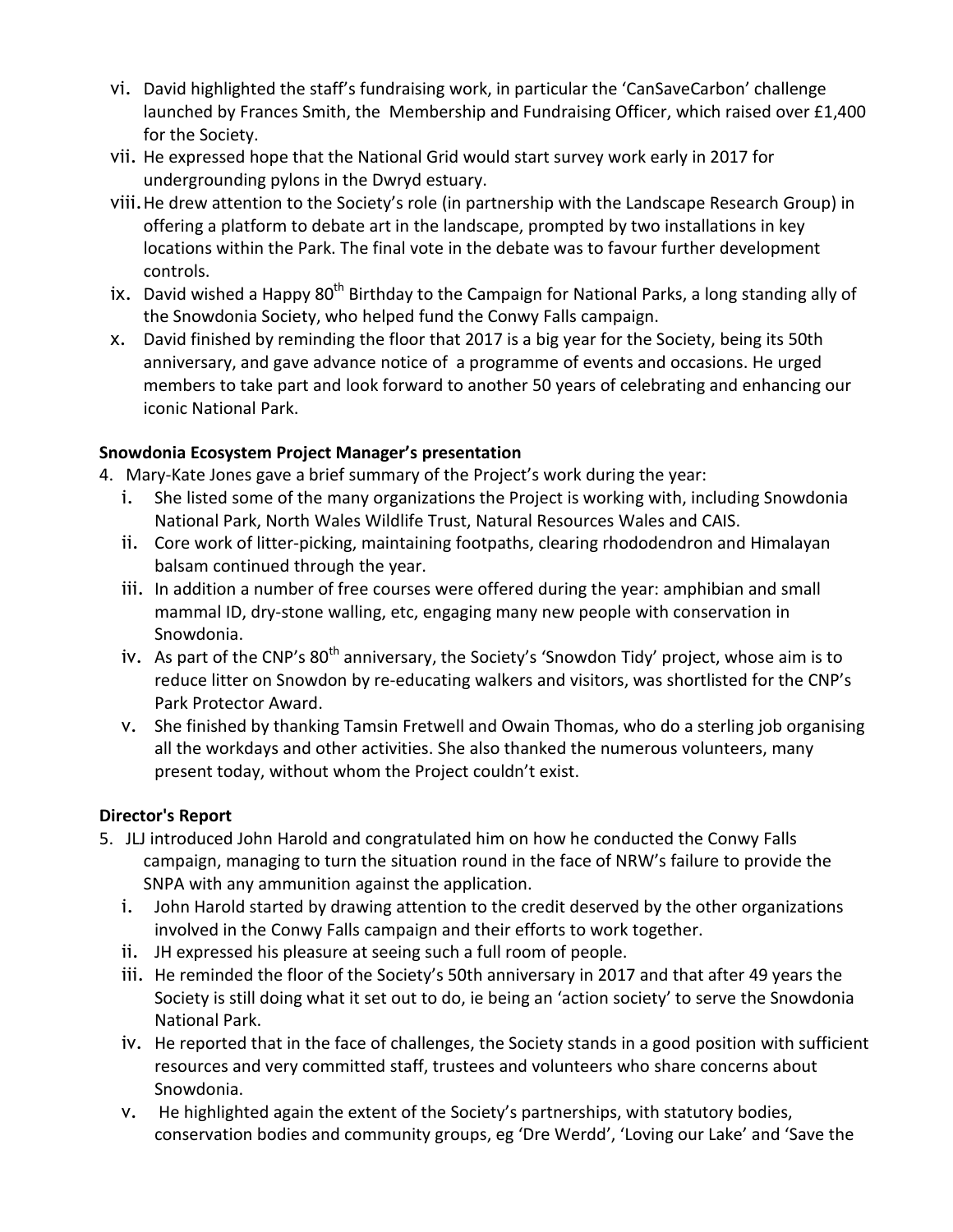vi. David highlighted the staff's fundraising work, in particular the 'CanSaveCarbon' challenge launched by Frances Smith, the Membership and Fundraising Officer, which raised over £1,400 for the Society.

vii. He expressed hope that the National Grid would start survey work early in 2017 for undergrounding pylons in the Dwryd estuary.

viii. He drew attention to the Society's role (in partnership with the Landscape Research Group) in offering a platform to debate art in the landscape, prompted by two installations in key locations within the Park. The final vote in the debate was to favour further development controls.

ix. David wished a Happy 80th Birthday to the Campaign for National Parks, a long standing ally of the Snowdonia Society, who helped fund the Conwy Falls campaign.

x. David finished by reminding the floor that 2017 is a big year for the Society, being its 50th anniversary, and gave advance notice of a programme of events and occasions. He urged members to take part and look forward to another 50 years of celebrating and enhancing our iconic National Park.

**Snowdonia Ecosystem Project Manager's presentation**

4. Mary-Kate Jones gave a brief summary of the Project's work during the year:

   i. She listed some of the many organizations the Project is working with, including Snowdonia National Park, North Wales Wildlife Trust, Natural Resources Wales and CAIS.

   ii. Core work of litter-picking, maintaining footpaths, clearing rhododendron and Himalayan balsam continued through the year.

   iii. In addition a number of free courses were offered during the year: amphibian and small mammal ID, dry-stone walling, etc, engaging many new people with conservation in Snowdonia.

   iv. As part of the CNP's 80th anniversary, the Society's 'Snowdon Tidy' project, whose aim is to reduce litter on Snowdon by re-educating walkers and visitors, was shortlisted for the CNP's Park Protector Award.

   v. She finished by thanking Tamsin Fretwell and Owain Thomas, who do a sterling job organising all the workdays and other activities. She also thanked the numerous volunteers, many present today, without whom the Project couldn't exist.

**Director's Report**

5. JLJ introduced John Harold and congratulated him on how he conducted the Conwy Falls campaign, managing to turn the situation round in the face of NRW's failure to provide the SNPA with any ammunition against the application.

   i. John Harold started by drawing attention to the credit deserved by the other organizations involved in the Conwy Falls campaign and their efforts to work together.

   ii. JH expressed his pleasure at seeing such a full room of people.

   iii. He reminded the floor of the Society's 50th anniversary in 2017 and that after 49 years the Society is still doing what it set out to do, ie being an 'action society' to serve the Snowdonia National Park.

   iv. He reported that in the face of challenges, the Society stands in a good position with sufficient resources and very committed staff, trustees and volunteers who share concerns about Snowdonia.

   v. He highlighted again the extent of the Society's partnerships, with statutory bodies, conservation bodies and community groups, eg 'Dre Werdd', 'Loving our Lake' and 'Save the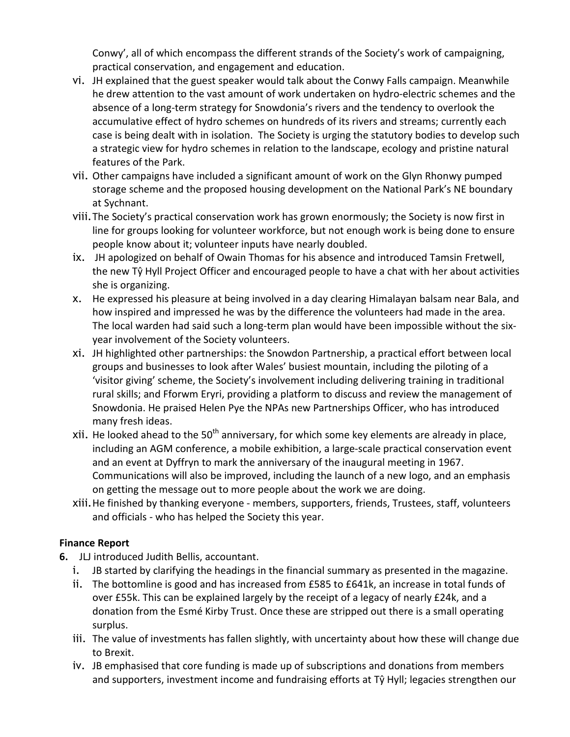Conwy', all of which encompass the different strands of the Society's work of campaigning, practical conservation, and engagement and education.

vi. JH explained that the guest speaker would talk about the Conwy Falls campaign. Meanwhile he drew attention to the vast amount of work undertaken on hydro-electric schemes and the absence of a long-term strategy for Snowdonia's rivers and the tendency to overlook the accumulative effect of hydro schemes on hundreds of its rivers and streams; currently each case is being dealt with in isolation. The Society is urging the statutory bodies to develop such a strategic view for hydro schemes in relation to the landscape, ecology and pristine natural features of the Park.

vii. Other campaigns have included a significant amount of work on the Glyn Rhonwy pumped storage scheme and the proposed housing development on the National Park's NE boundary at Sychnant.

viii. The Society's practical conservation work has grown enormously; the Society is now first in line for groups looking for volunteer workforce, but not enough work is being done to ensure people know about it; volunteer inputs have nearly doubled.

ix. JH apologized on behalf of Owain Thomas for his absence and introduced Tamsin Fretwell, the new Tŷ Hyll Project Officer and encouraged people to have a chat with her about activities she is organizing.

x. He expressed his pleasure at being involved in a day clearing Himalayan balsam near Bala, and how inspired and impressed he was by the difference the volunteers had made in the area. The local warden had said such a long-term plan would have been impossible without the six-year involvement of the Society volunteers.

xi. JH highlighted other partnerships: the Snowdon Partnership, a practical effort between local groups and businesses to look after Wales' busiest mountain, including the piloting of a 'visitor giving' scheme, the Society's involvement including delivering training in traditional rural skills; and Fforwm Eryri, providing a platform to discuss and review the management of Snowdonia. He praised Helen Pye the NPAs new Partnerships Officer, who has introduced many fresh ideas.

xii. He looked ahead to the 50th anniversary, for which some key elements are already in place, including an AGM conference, a mobile exhibition, a large-scale practical conservation event and an event at Dyffryn to mark the anniversary of the inaugural meeting in 1967. Communications will also be improved, including the launch of a new logo, and an emphasis on getting the message out to more people about the work we are doing.

xiii. He finished by thanking everyone - members, supporters, friends, Trustees, staff, volunteers and officials - who has helped the Society this year.

**Finance Report**

**6.** JLJ introduced Judith Bellis, accountant.

i. JB started by clarifying the headings in the financial summary as presented in the magazine.

ii. The bottomline is good and has increased from £585 to £641k, an increase in total funds of over £55k. This can be explained largely by the receipt of a legacy of nearly £24k, and a donation from the Esmé Kirby Trust. Once these are stripped out there is a small operating surplus.

iii. The value of investments has fallen slightly, with uncertainty about how these will change due to Brexit.

iv. JB emphasised that core funding is made up of subscriptions and donations from members and supporters, investment income and fundraising efforts at Tŷ Hyll; legacies strengthen our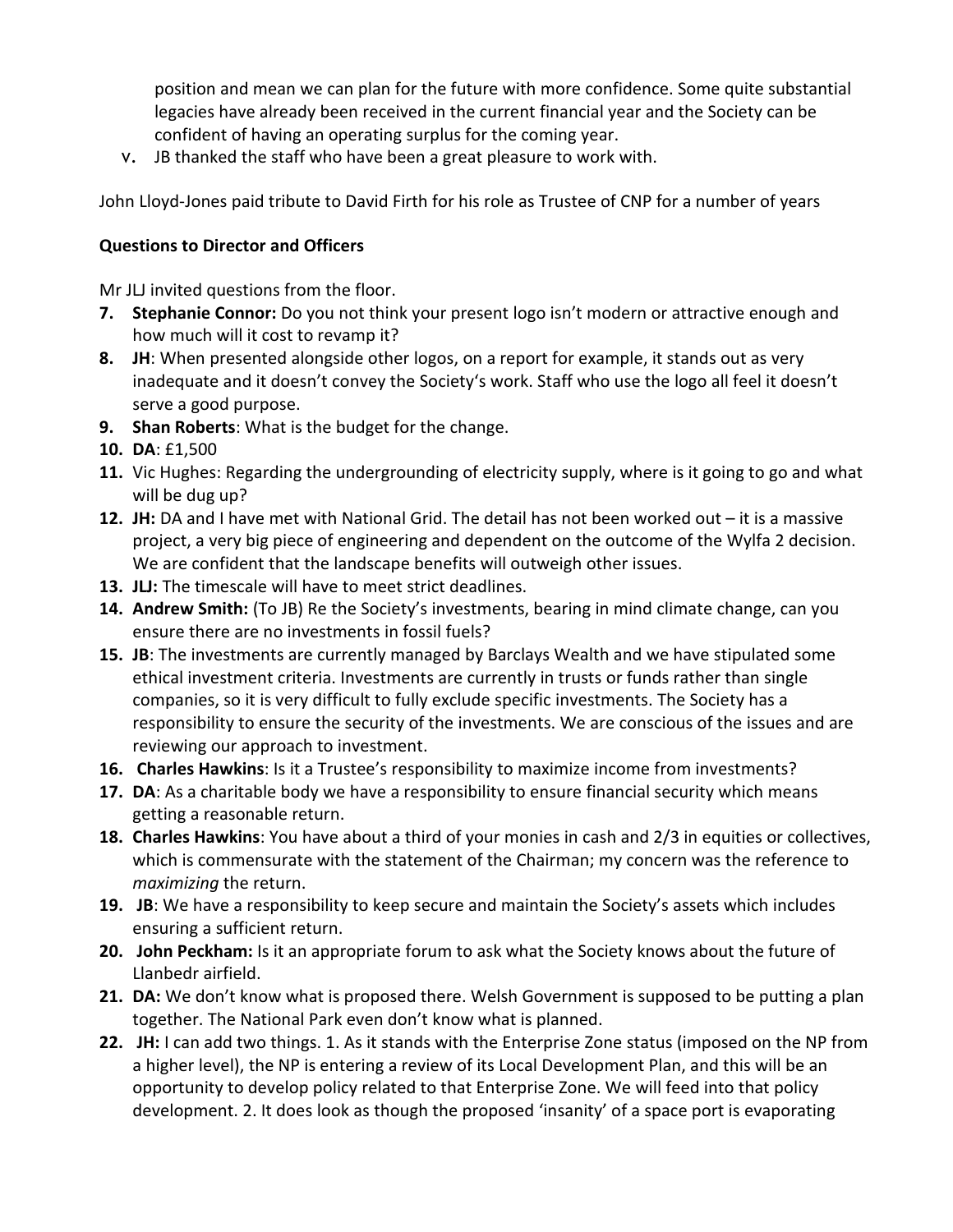position and mean we can plan for the future with more confidence. Some quite substantial legacies have already been received in the current financial year and the Society can be confident of having an operating surplus for the coming year.

v. JB thanked the staff who have been a great pleasure to work with.

John Lloyd-Jones paid tribute to David Firth for his role as Trustee of CNP for a number of years

**Questions to Director and Officers**

Mr JLJ invited questions from the floor.

7. **Stephanie Connor:** Do you not think your present logo isn't modern or attractive enough and how much will it cost to revamp it?
8. **JH**: When presented alongside other logos, on a report for example, it stands out as very inadequate and it doesn't convey the Society's work. Staff who use the logo all feel it doesn't serve a good purpose.
9. **Shan Roberts**: What is the budget for the change.
10. **DA**: £1,500
11. Vic Hughes: Regarding the undergrounding of electricity supply, where is it going to go and what will be dug up?
12. **JH:** DA and I have met with National Grid. The detail has not been worked out – it is a massive project, a very big piece of engineering and dependent on the outcome of the Wylfa 2 decision. We are confident that the landscape benefits will outweigh other issues.
13. **JLJ:** The timescale will have to meet strict deadlines.
14. **Andrew Smith:** (To JB) Re the Society's investments, bearing in mind climate change, can you ensure there are no investments in fossil fuels?
15. **JB**: The investments are currently managed by Barclays Wealth and we have stipulated some ethical investment criteria. Investments are currently in trusts or funds rather than single companies, so it is very difficult to fully exclude specific investments. The Society has a responsibility to ensure the security of the investments. We are conscious of the issues and are reviewing our approach to investment.
16. **Charles Hawkins**: Is it a Trustee's responsibility to maximize income from investments?
17. **DA**: As a charitable body we have a responsibility to ensure financial security which means getting a reasonable return.
18. **Charles Hawkins**: You have about a third of your monies in cash and 2/3 in equities or collectives, which is commensurate with the statement of the Chairman; my concern was the reference to *maximizing* the return.
19. **JB**: We have a responsibility to keep secure and maintain the Society's assets which includes ensuring a sufficient return.
20. **John Peckham:** Is it an appropriate forum to ask what the Society knows about the future of Llanbedr airfield.
21. **DA:** We don't know what is proposed there. Welsh Government is supposed to be putting a plan together. The National Park even don't know what is planned.
22. **JH:** I can add two things. 1. As it stands with the Enterprise Zone status (imposed on the NP from a higher level), the NP is entering a review of its Local Development Plan, and this will be an opportunity to develop policy related to that Enterprise Zone. We will feed into that policy development. 2. It does look as though the proposed 'insanity' of a space port is evaporating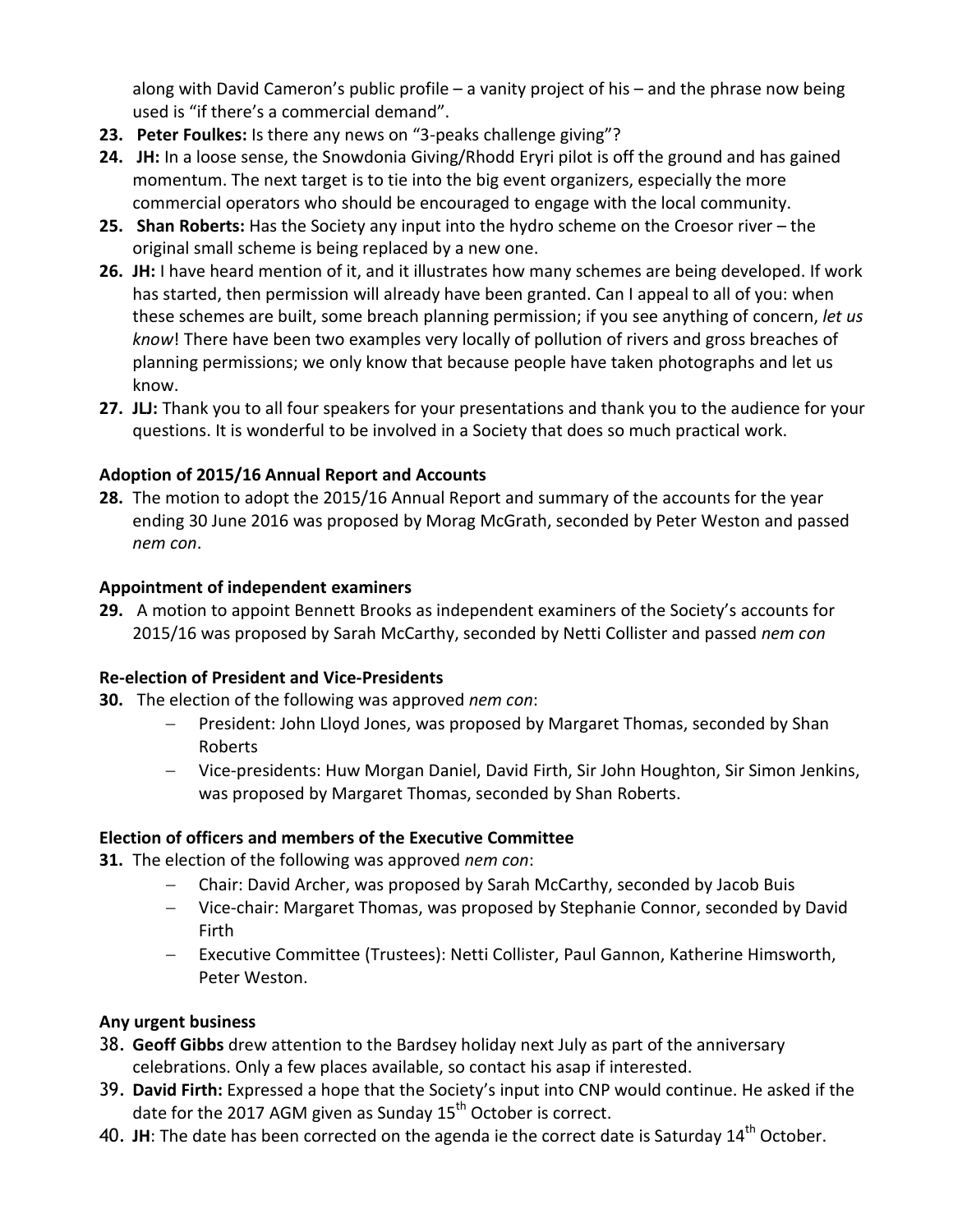along with David Cameron's public profile – a vanity project of his – and the phrase now being used is "if there's a commercial demand".

23. **Peter Foulkes:** Is there any news on "3-peaks challenge giving"?
24. **JH:** In a loose sense, the Snowdonia Giving/Rhodd Eryri pilot is off the ground and has gained momentum. The next target is to tie into the big event organizers, especially the more commercial operators who should be encouraged to engage with the local community.
25. **Shan Roberts:** Has the Society any input into the hydro scheme on the Croesor river – the original small scheme is being replaced by a new one.
26. **JH:** I have heard mention of it, and it illustrates how many schemes are being developed. If work has started, then permission will already have been granted. Can I appeal to all of you: when these schemes are built, some breach planning permission; if you see anything of concern, *let us know*! There have been two examples very locally of pollution of rivers and gross breaches of planning permissions; we only know that because people have taken photographs and let us know.
27. **JLJ:** Thank you to all four speakers for your presentations and thank you to the audience for your questions. It is wonderful to be involved in a Society that does so much practical work.

**Adoption of 2015/16 Annual Report and Accounts**

28. The motion to adopt the 2015/16 Annual Report and summary of the accounts for the year ending 30 June 2016 was proposed by Morag McGrath, seconded by Peter Weston and passed *nem con*.

**Appointment of independent examiners**

29. A motion to appoint Bennett Brooks as independent examiners of the Society's accounts for 2015/16 was proposed by Sarah McCarthy, seconded by Netti Collister and passed *nem con*

**Re-election of President and Vice-Presidents**

30. The election of the following was approved *nem con*:
    - President: John Lloyd Jones, was proposed by Margaret Thomas, seconded by Shan Roberts
    - Vice-presidents: Huw Morgan Daniel, David Firth, Sir John Houghton, Sir Simon Jenkins, was proposed by Margaret Thomas, seconded by Shan Roberts.

**Election of officers and members of the Executive Committee**

31. The election of the following was approved *nem con*:
    - Chair: David Archer, was proposed by Sarah McCarthy, seconded by Jacob Buis
    - Vice-chair: Margaret Thomas, was proposed by Stephanie Connor, seconded by David Firth
    - Executive Committee (Trustees): Netti Collister, Paul Gannon, Katherine Himsworth, Peter Weston.

**Any urgent business**

38. **Geoff Gibbs** drew attention to the Bardsey holiday next July as part of the anniversary celebrations. Only a few places available, so contact his asap if interested.
39. **David Firth:** Expressed a hope that the Society's input into CNP would continue. He asked if the date for the 2017 AGM given as Sunday 15th October is correct.
40. **JH**: The date has been corrected on the agenda ie the correct date is Saturday 14th October.